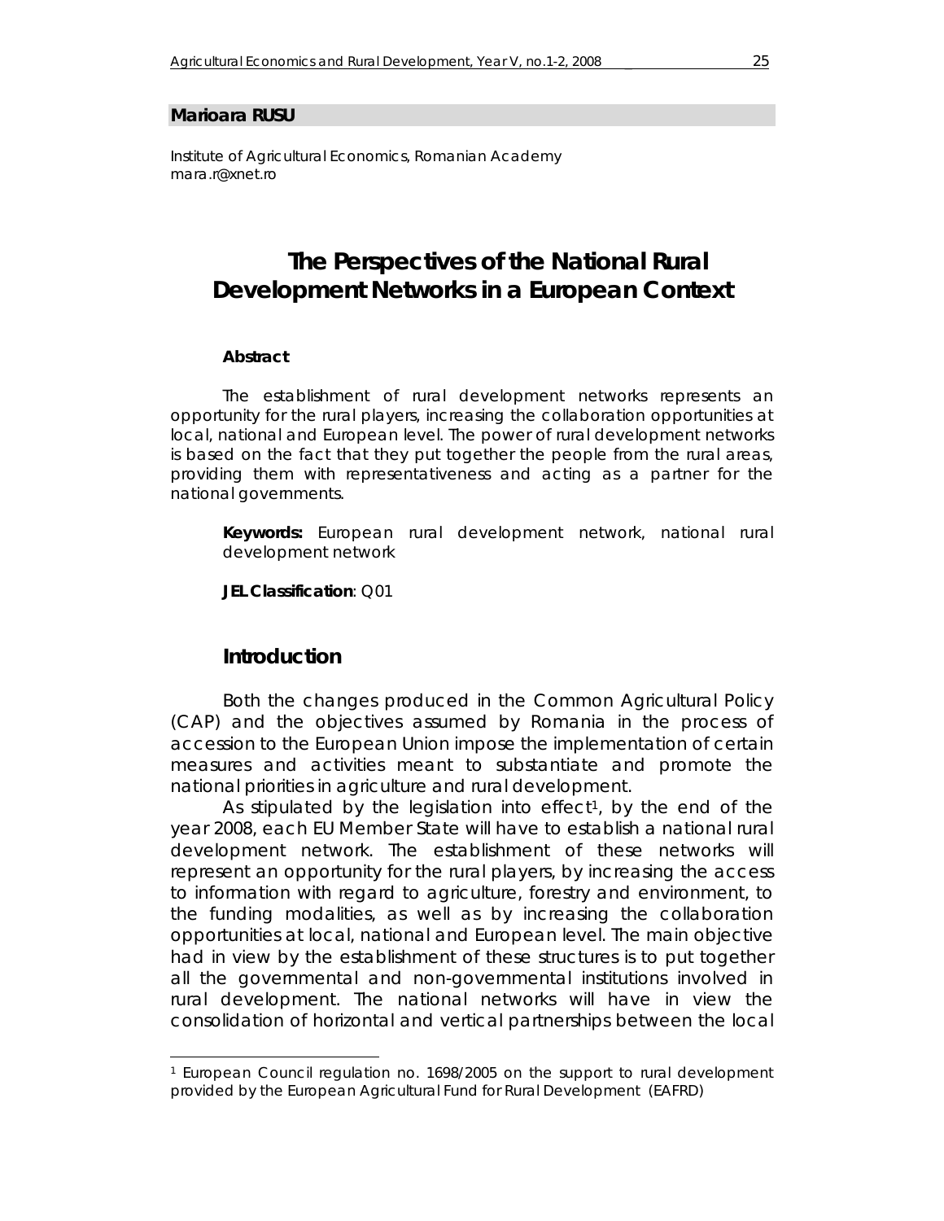**Marioara RUSU**

Institute of Agricultural Economics, Romanian Academy
mara.r@xnet.ro

# The Perspectives of the National Rural Development Networks in a European Context

**Abstract**

*The establishment of rural development networks represents an opportunity for the rural players, increasing the collaboration opportunities at local, national and European level. The power of rural development networks is based on the fact that they put together the people from the rural areas, providing them with representativeness and acting as a partner for the national governments.*

**Keywords:** European rural development network, national rural development network

**JEL Classification**: Q01

## Introduction

Both the changes produced in the Common Agricultural Policy (CAP) and the objectives assumed by Romania in the process of accession to the European Union impose the implementation of certain measures and activities meant to substantiate and promote the national priorities in agriculture and rural development.

As stipulated by the legislation into effect[1], by the end of the year 2008, each EU Member State will have to establish a national rural development network. The establishment of these networks will represent an opportunity for the rural players, by increasing the access to information with regard to agriculture, forestry and environment, to the funding modalities, as well as by increasing the collaboration opportunities at local, national and European level. The main objective had in view by the establishment of these structures is to put together all the governmental and non-governmental institutions involved in rural development. The national networks will have in view the consolidation of horizontal and vertical partnerships between the local

---

[1] European Council regulation no. 1698/2005 on the support to rural development provided by the European Agricultural Fund for Rural Development (EAFRD)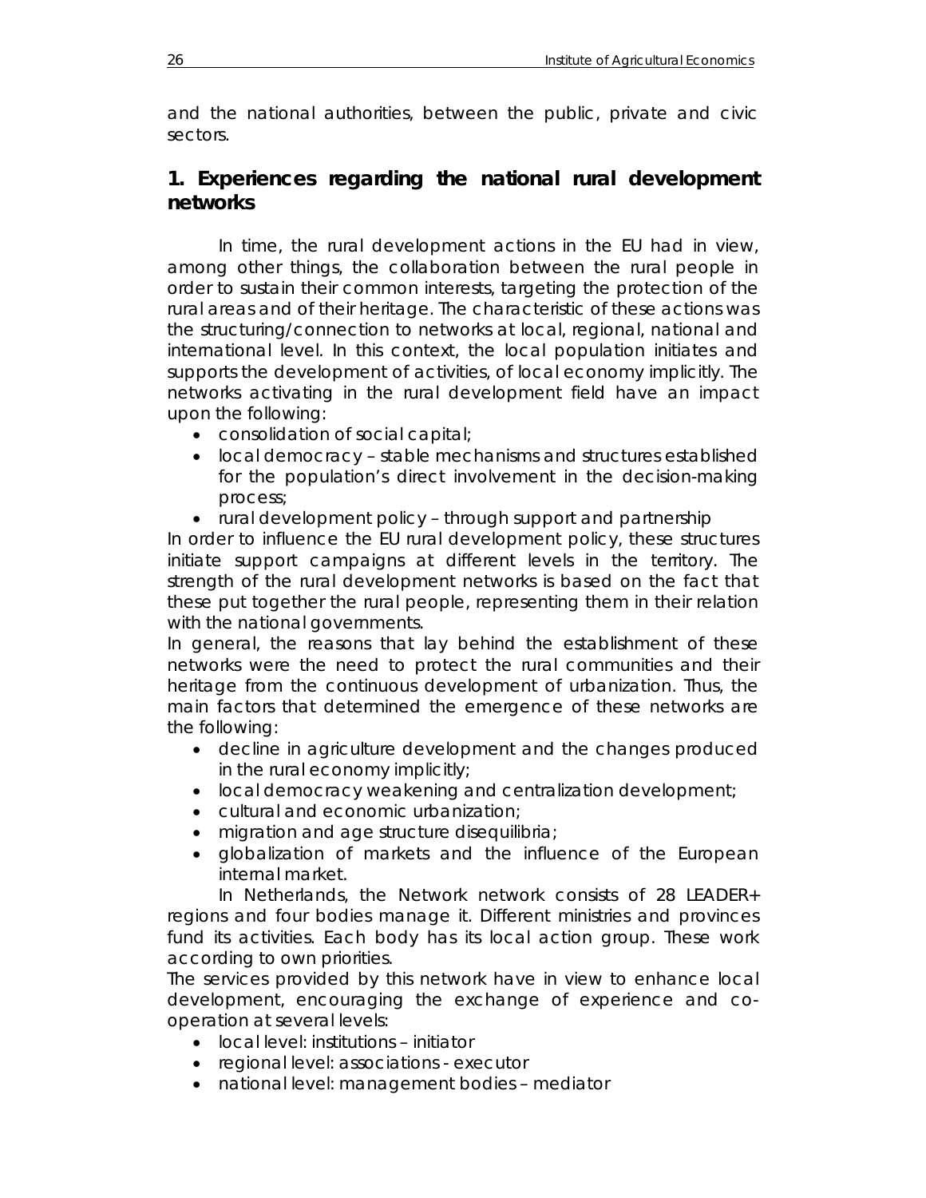and the national authorities, between the public, private and civic sectors.

## 1. Experiences regarding the national rural development networks

In time, the rural development actions in the EU had in view, among other things, the collaboration between the rural people in order to sustain their common interests, targeting the protection of the rural areas and of their heritage. The characteristic of these actions was the structuring/connection to networks at local, regional, national and international level. In this context, the local population initiates and supports the development of activities, of local economy implicitly. The networks activating in the rural development field have an impact upon the following:

- consolidation of social capital;
- local democracy – stable mechanisms and structures established for the population's direct involvement in the decision-making process;
- rural development policy – through support and partnership

In order to influence the EU rural development policy, these structures initiate support campaigns at different levels in the territory. The strength of the rural development networks is based on the fact that these put together the rural people, representing them in their relation with the national governments.

In general, the reasons that lay behind the establishment of these networks were the need to protect the rural communities and their heritage from the continuous development of urbanization. Thus, the main factors that determined the emergence of these networks are the following:

- decline in agriculture development and the changes produced in the rural economy implicitly;
- local democracy weakening and centralization development;
- cultural and economic urbanization;
- migration and age structure disequilibria;
- globalization of markets and the influence of the European internal market.

In Netherlands, the Network network consists of 28 LEADER+ regions and four bodies manage it. Different ministries and provinces fund its activities. Each body has its local action group. These work according to own priorities.

The services provided by this network have in view to enhance local development, encouraging the exchange of experience and co-operation at several levels:

- local level: institutions – initiator
- regional level: associations - executor
- national level: management bodies – mediator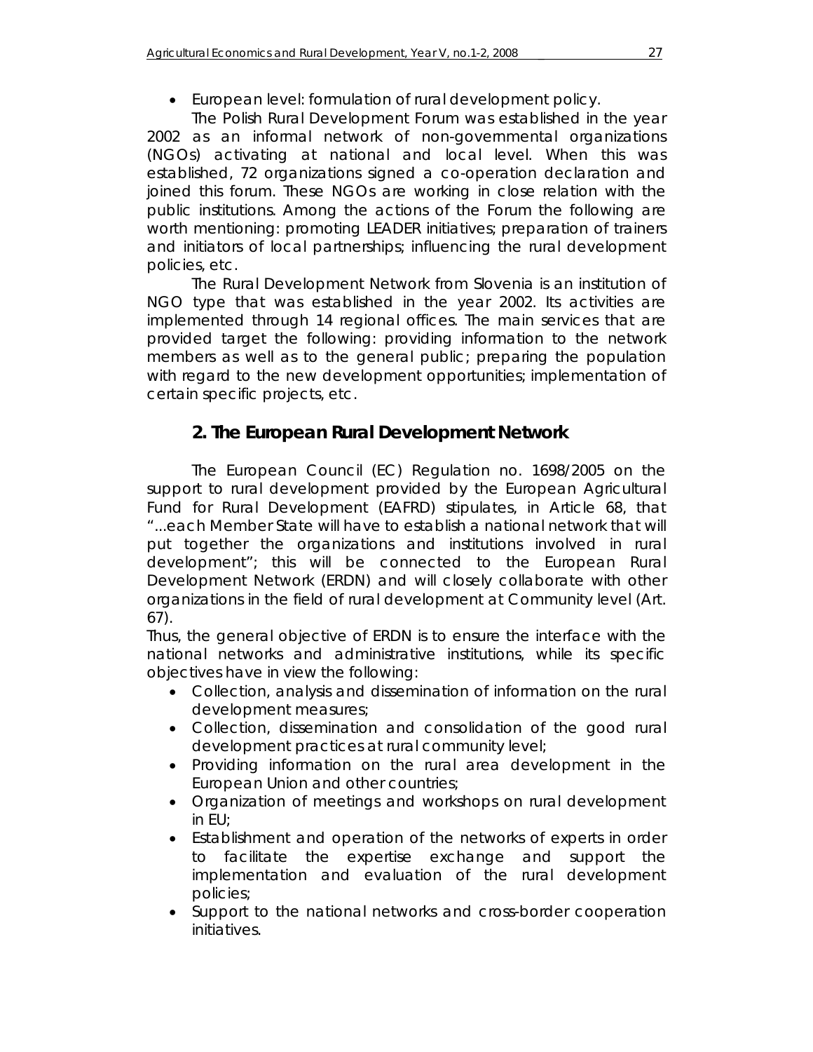- European level: formulation of rural development policy.

The Polish Rural Development Forum was established in the year 2002 as an informal network of non-governmental organizations (NGOs) activating at national and local level. When this was established, 72 organizations signed a co-operation declaration and joined this forum. These NGOs are working in close relation with the public institutions. Among the actions of the Forum the following are worth mentioning: promoting LEADER initiatives; preparation of trainers and initiators of local partnerships; influencing the rural development policies, etc.

The Rural Development Network from Slovenia is an institution of NGO type that was established in the year 2002. Its activities are implemented through 14 regional offices. The main services that are provided target the following: providing information to the network members as well as to the general public; preparing the population with regard to the new development opportunities; implementation of certain specific projects, etc.

## 2. The European Rural Development Network

The European Council (EC) Regulation no. 1698/2005 on the support to rural development provided by the European Agricultural Fund for Rural Development (EAFRD) stipulates, in Article 68, that "...each Member State will have to establish a national network that will put together the organizations and institutions involved in rural development"; this will be connected to the European Rural Development Network (ERDN) and will closely collaborate with other organizations in the field of rural development at Community level (Art. 67).

Thus, the general objective of ERDN is to ensure the interface with the national networks and administrative institutions, while its specific objectives have in view the following:

- Collection, analysis and dissemination of information on the rural development measures;
- Collection, dissemination and consolidation of the good rural development practices at rural community level;
- Providing information on the rural area development in the European Union and other countries;
- Organization of meetings and workshops on rural development in EU;
- Establishment and operation of the networks of experts in order to facilitate the expertise exchange and support the implementation and evaluation of the rural development policies;
- Support to the national networks and cross-border cooperation initiatives.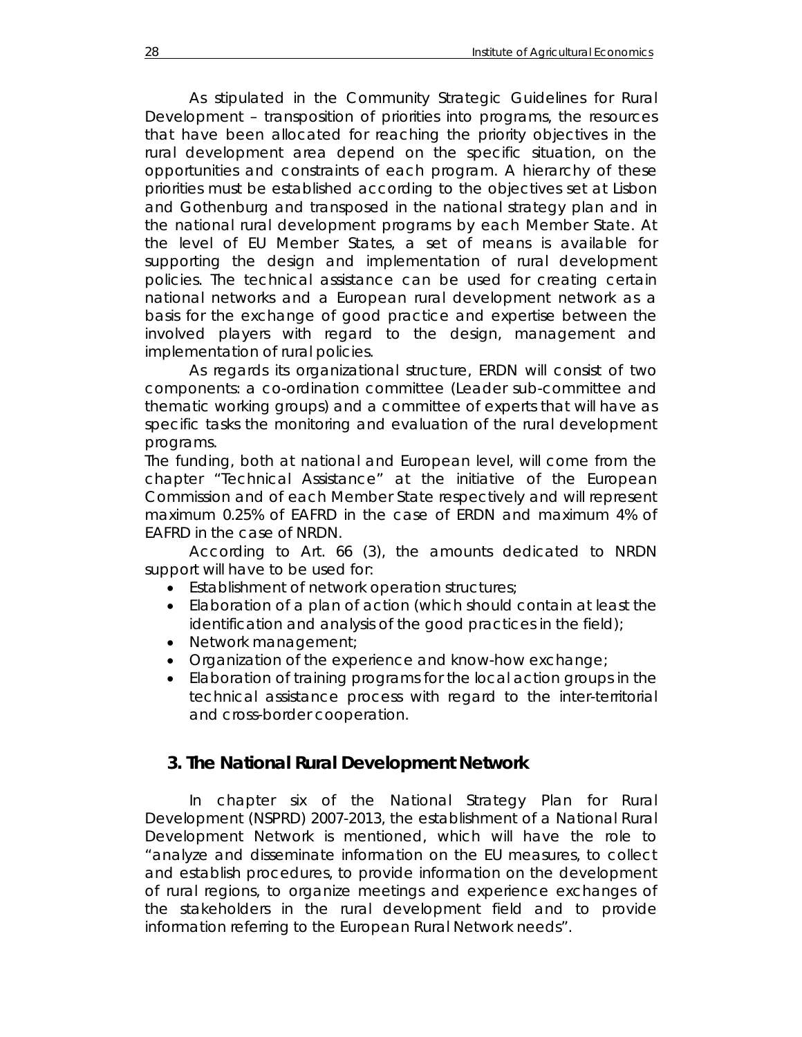As stipulated in the Community Strategic Guidelines for Rural Development – transposition of priorities into programs, the resources that have been allocated for reaching the priority objectives in the rural development area depend on the specific situation, on the opportunities and constraints of each program. A hierarchy of these priorities must be established according to the objectives set at Lisbon and Gothenburg and transposed in the national strategy plan and in the national rural development programs by each Member State. At the level of EU Member States, a set of means is available for supporting the design and implementation of rural development policies. The technical assistance can be used for creating certain national networks and a European rural development network as a basis for the exchange of good practice and expertise between the involved players with regard to the design, management and implementation of rural policies.

As regards its organizational structure, ERDN will consist of two components: a co-ordination committee (Leader sub-committee and thematic working groups) and a committee of experts that will have as specific tasks the monitoring and evaluation of the rural development programs.

The funding, both at national and European level, will come from the chapter "Technical Assistance" at the initiative of the European Commission and of each Member State respectively and will represent maximum 0.25% of EAFRD in the case of ERDN and maximum 4% of EAFRD in the case of NRDN.

According to Art. 66 (3), the amounts dedicated to NRDN support will have to be used for:

- Establishment of network operation structures;
- Elaboration of a plan of action (which should contain at least the identification and analysis of the good practices in the field);
- Network management;
- Organization of the experience and know-how exchange;
- Elaboration of training programs for the local action groups in the technical assistance process with regard to the inter-territorial and cross-border cooperation.

## 3. The National Rural Development Network

In chapter six of the National Strategy Plan for Rural Development (NSPRD) 2007-2013, the establishment of a National Rural Development Network is mentioned, which will have the role to "analyze and disseminate information on the EU measures, to collect and establish procedures, to provide information on the development of rural regions, to organize meetings and experience exchanges of the stakeholders in the rural development field and to provide information referring to the European Rural Network needs".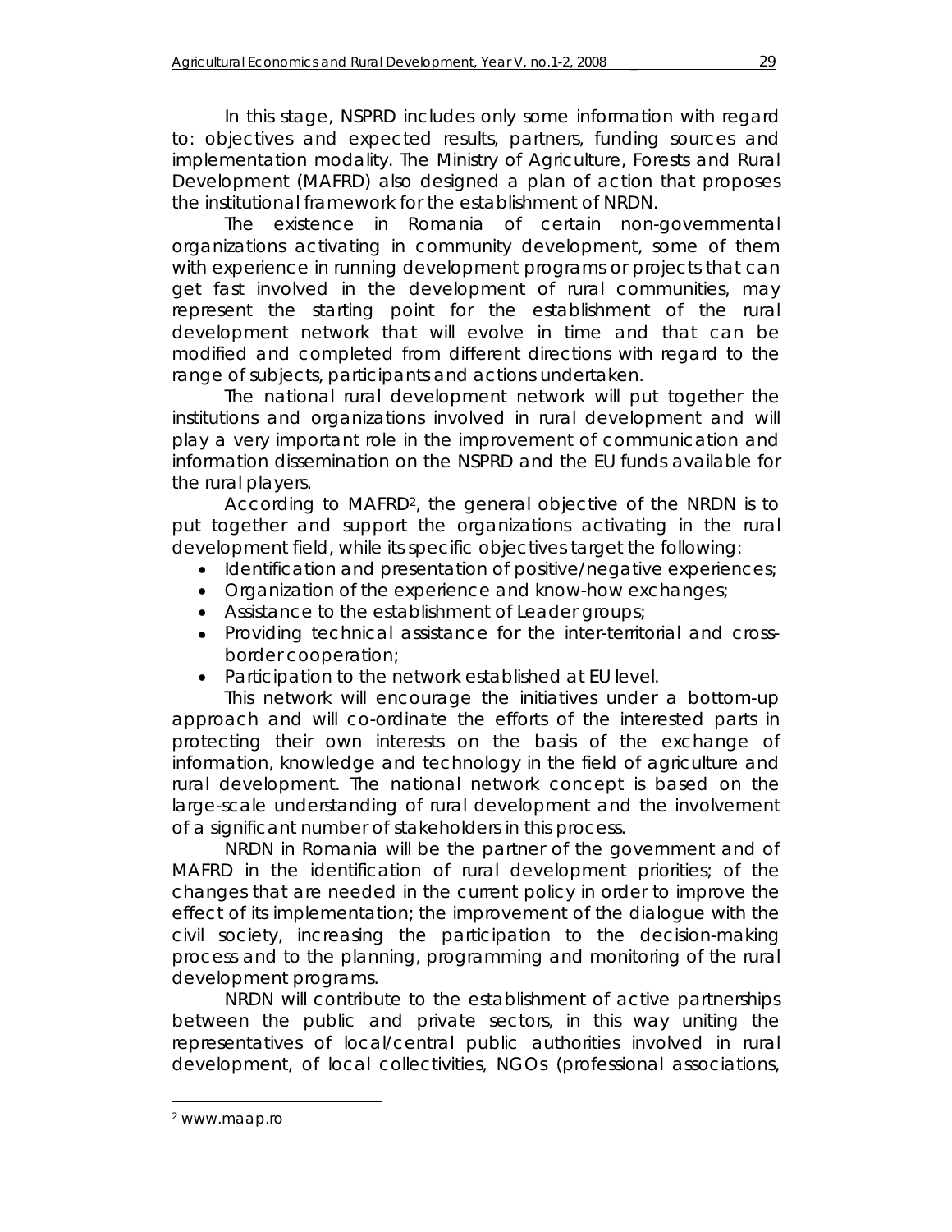In this stage, NSPRD includes only some information with regard to: objectives and expected results, partners, funding sources and implementation modality. The Ministry of Agriculture, Forests and Rural Development (MAFRD) also designed a plan of action that proposes the institutional framework for the establishment of NRDN.

The existence in Romania of certain non-governmental organizations activating in community development, some of them with experience in running development programs or projects that can get fast involved in the development of rural communities, may represent the starting point for the establishment of the rural development network that will evolve in time and that can be modified and completed from different directions with regard to the range of subjects, participants and actions undertaken.

The national rural development network will put together the institutions and organizations involved in rural development and will play a very important role in the improvement of communication and information dissemination on the NSPRD and the EU funds available for the rural players.

According to MAFRD[2], the general objective of the NRDN is to put together and support the organizations activating in the rural development field, while its specific objectives target the following:

- Identification and presentation of positive/negative experiences;
- Organization of the experience and know-how exchanges;
- Assistance to the establishment of Leader groups;
- Providing technical assistance for the inter-territorial and cross-border cooperation;
- Participation to the network established at EU level.

This network will encourage the initiatives under a bottom-up approach and will co-ordinate the efforts of the interested parts in protecting their own interests on the basis of the exchange of information, knowledge and technology in the field of agriculture and rural development. The national network concept is based on the large-scale understanding of rural development and the involvement of a significant number of stakeholders in this process.

NRDN in Romania will be the partner of the government and of MAFRD in the identification of rural development priorities; of the changes that are needed in the current policy in order to improve the effect of its implementation; the improvement of the dialogue with the civil society, increasing the participation to the decision-making process and to the planning, programming and monitoring of the rural development programs.

NRDN will contribute to the establishment of active partnerships between the public and private sectors, in this way uniting the representatives of local/central public authorities involved in rural development, of local collectivities, NGOs (professional associations,

[2] www.maap.ro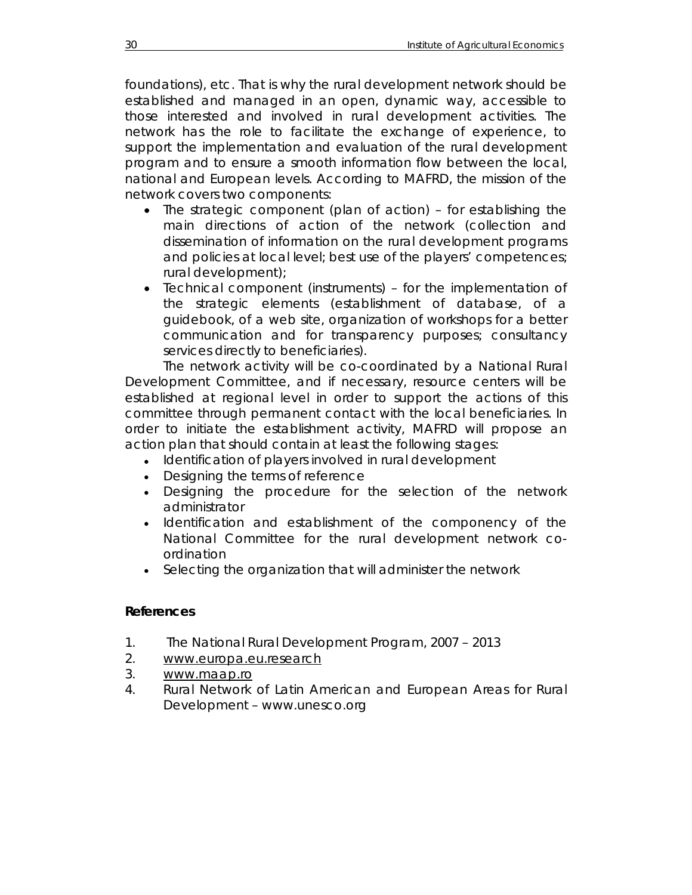foundations), etc. That is why the rural development network should be established and managed in an open, dynamic way, accessible to those interested and involved in rural development activities. The network has the role to facilitate the exchange of experience, to support the implementation and evaluation of the rural development program and to ensure a smooth information flow between the local, national and European levels. According to MAFRD, the mission of the network covers two components:

- The strategic component (plan of action) – for establishing the main directions of action of the network (collection and dissemination of information on the rural development programs and policies at local level; best use of the players' competences; rural development);
- Technical component (instruments) – for the implementation of the strategic elements (establishment of database, of a guidebook, of a web site, organization of workshops for a better communication and for transparency purposes; consultancy services directly to beneficiaries).

The network activity will be co-coordinated by a National Rural Development Committee, and if necessary, resource centers will be established at regional level in order to support the actions of this committee through permanent contact with the local beneficiaries. In order to initiate the establishment activity, MAFRD will propose an action plan that should contain at least the following stages:

- Identification of players involved in rural development
- Designing the terms of reference
- Designing the procedure for the selection of the network administrator
- Identification and establishment of the componency of the National Committee for the rural development network co-ordination
- Selecting the organization that will administer the network

**References**

1. The National Rural Development Program, 2007 – 2013
2. www.europa.eu.research
3. www.maap.ro
4. Rural Network of Latin American and European Areas for Rural Development – www.unesco.org